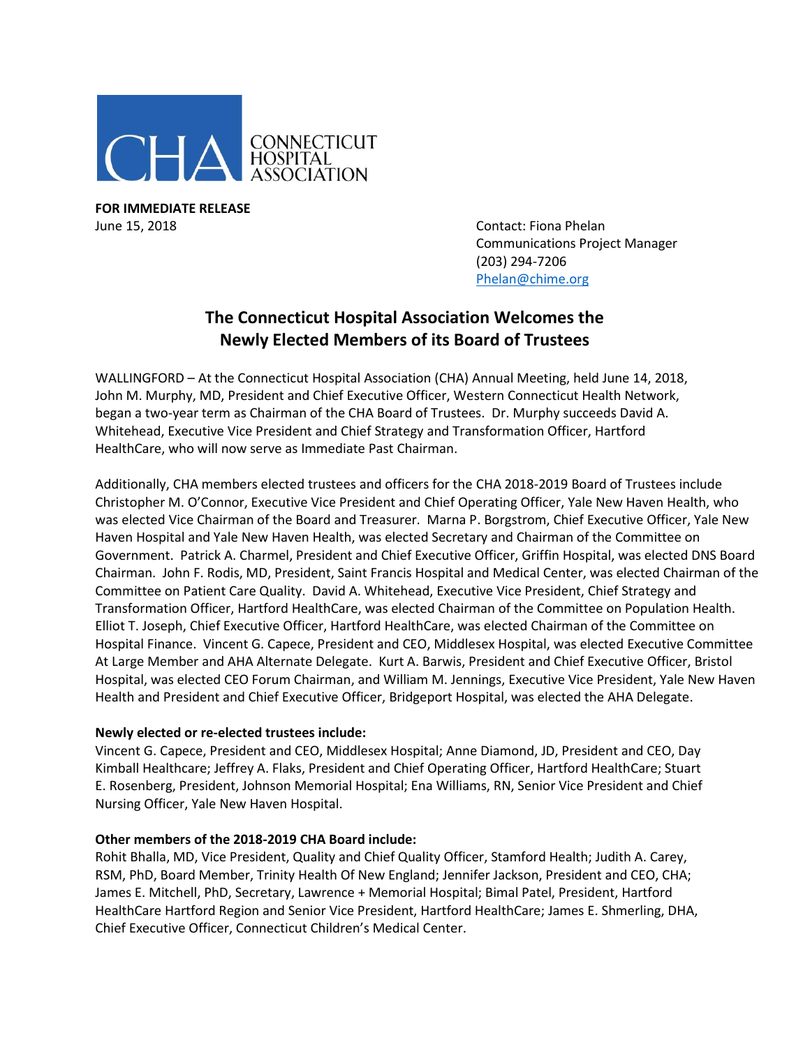CONNECTICUT HOSPITAL ASSOCIATION

**FOR IMMEDIATE RELEASE**

June 15, 2018

Contact: Fiona Phelan
Communications Project Manager
(203) 294-7206
Phelan@chime.org

## The Connecticut Hospital Association Welcomes the Newly Elected Members of its Board of Trustees

WALLINGFORD – At the Connecticut Hospital Association (CHA) Annual Meeting, held June 14, 2018, John M. Murphy, MD, President and Chief Executive Officer, Western Connecticut Health Network, began a two-year term as Chairman of the CHA Board of Trustees. Dr. Murphy succeeds David A. Whitehead, Executive Vice President and Chief Strategy and Transformation Officer, Hartford HealthCare, who will now serve as Immediate Past Chairman.

Additionally, CHA members elected trustees and officers for the CHA 2018-2019 Board of Trustees include Christopher M. O'Connor, Executive Vice President and Chief Operating Officer, Yale New Haven Health, who was elected Vice Chairman of the Board and Treasurer. Marna P. Borgstrom, Chief Executive Officer, Yale New Haven Hospital and Yale New Haven Health, was elected Secretary and Chairman of the Committee on Government. Patrick A. Charmel, President and Chief Executive Officer, Griffin Hospital, was elected DNS Board Chairman. John F. Rodis, MD, President, Saint Francis Hospital and Medical Center, was elected Chairman of the Committee on Patient Care Quality. David A. Whitehead, Executive Vice President, Chief Strategy and Transformation Officer, Hartford HealthCare, was elected Chairman of the Committee on Population Health. Elliot T. Joseph, Chief Executive Officer, Hartford HealthCare, was elected Chairman of the Committee on Hospital Finance. Vincent G. Capece, President and CEO, Middlesex Hospital, was elected Executive Committee At Large Member and AHA Alternate Delegate. Kurt A. Barwis, President and Chief Executive Officer, Bristol Hospital, was elected CEO Forum Chairman, and William M. Jennings, Executive Vice President, Yale New Haven Health and President and Chief Executive Officer, Bridgeport Hospital, was elected the AHA Delegate.

**Newly elected or re-elected trustees include:**

Vincent G. Capece, President and CEO, Middlesex Hospital; Anne Diamond, JD, President and CEO, Day Kimball Healthcare; Jeffrey A. Flaks, President and Chief Operating Officer, Hartford HealthCare; Stuart E. Rosenberg, President, Johnson Memorial Hospital; Ena Williams, RN, Senior Vice President and Chief Nursing Officer, Yale New Haven Hospital.

**Other members of the 2018-2019 CHA Board include:**

Rohit Bhalla, MD, Vice President, Quality and Chief Quality Officer, Stamford Health; Judith A. Carey, RSM, PhD, Board Member, Trinity Health Of New England; Jennifer Jackson, President and CEO, CHA; James E. Mitchell, PhD, Secretary, Lawrence + Memorial Hospital; Bimal Patel, President, Hartford HealthCare Hartford Region and Senior Vice President, Hartford HealthCare; James E. Shmerling, DHA, Chief Executive Officer, Connecticut Children's Medical Center.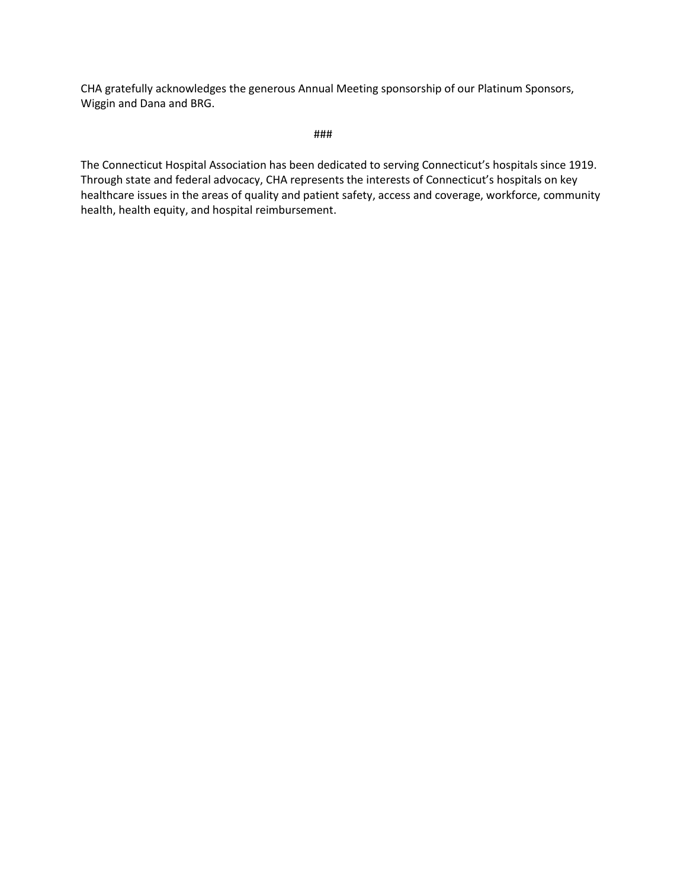CHA gratefully acknowledges the generous Annual Meeting sponsorship of our Platinum Sponsors, Wiggin and Dana and BRG.

###

The Connecticut Hospital Association has been dedicated to serving Connecticut's hospitals since 1919. Through state and federal advocacy, CHA represents the interests of Connecticut's hospitals on key healthcare issues in the areas of quality and patient safety, access and coverage, workforce, community health, health equity, and hospital reimbursement.